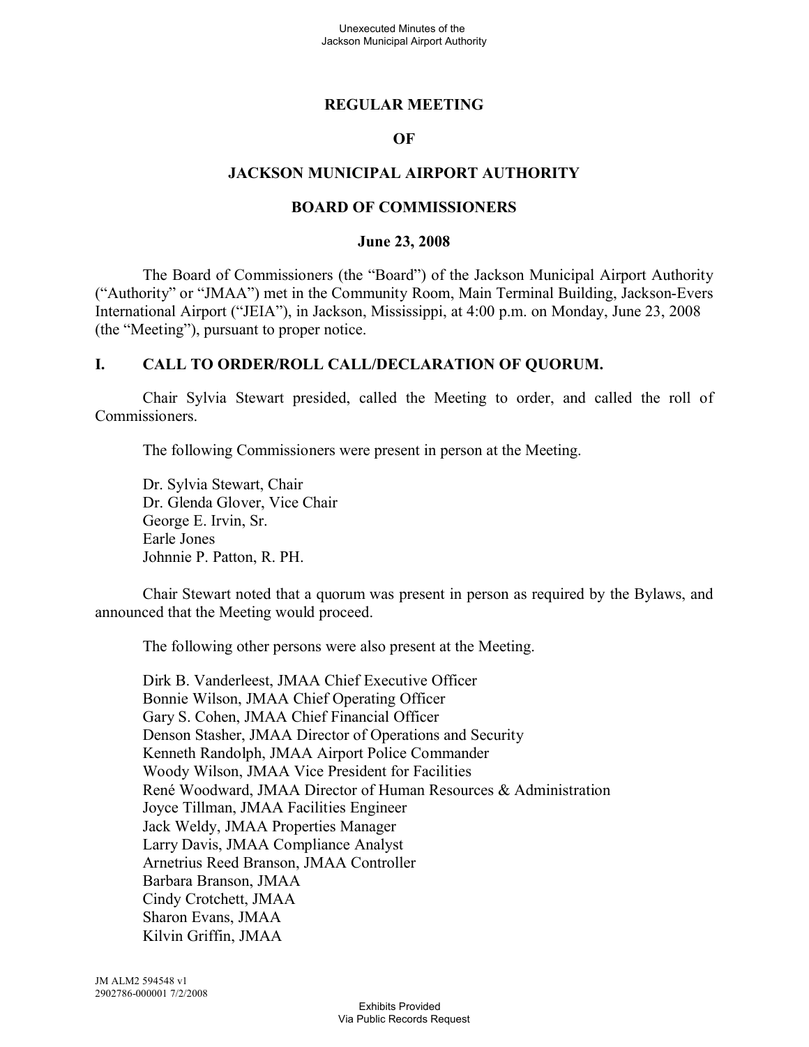# REGULAR MEETING

# OF

# JACKSON MUNICIPAL AIRPORT AUTHORITY

# BOARD OF COMMISSIONERS

## June 23, 2008

The Board of Commissioners (the "Board") of the Jackson Municipal Airport Authority ("Authority" or "JMAA") met in the Community Room, Main Terminal Building, Jackson-Evers International Airport ("JEIA"), in Jackson, Mississippi, at 4:00 p.m. on Monday, June 23, 2008 (the "Meeting"), pursuant to proper notice.

## I. CALL TO ORDER/ROLL CALL/DECLARATION OF QUORUM.

Chair Sylvia Stewart presided, called the Meeting to order, and called the roll of Commissioners.

The following Commissioners were present in person at the Meeting.

Dr. Sylvia Stewart, Chair
Dr. Glenda Glover, Vice Chair
George E. Irvin, Sr.
Earle Jones
Johnnie P. Patton, R. PH.

Chair Stewart noted that a quorum was present in person as required by the Bylaws, and announced that the Meeting would proceed.

The following other persons were also present at the Meeting.

Dirk B. Vanderleest, JMAA Chief Executive Officer
Bonnie Wilson, JMAA Chief Operating Officer
Gary S. Cohen, JMAA Chief Financial Officer
Denson Stasher, JMAA Director of Operations and Security
Kenneth Randolph, JMAA Airport Police Commander
Woody Wilson, JMAA Vice President for Facilities
René Woodward, JMAA Director of Human Resources & Administration
Joyce Tillman, JMAA Facilities Engineer
Jack Weldy, JMAA Properties Manager
Larry Davis, JMAA Compliance Analyst
Arnetrius Reed Branson, JMAA Controller
Barbara Branson, JMAA
Cindy Crotchett, JMAA
Sharon Evans, JMAA
Kilvin Griffin, JMAA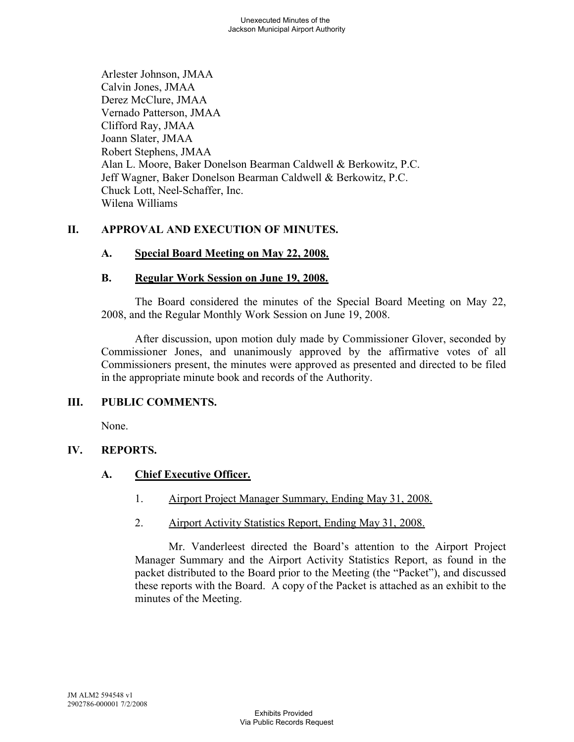Arlester Johnson, JMAA
Calvin Jones, JMAA
Derez McClure, JMAA
Vernado Patterson, JMAA
Clifford Ray, JMAA
Joann Slater, JMAA
Robert Stephens, JMAA
Alan L. Moore, Baker Donelson Bearman Caldwell & Berkowitz, P.C.
Jeff Wagner, Baker Donelson Bearman Caldwell & Berkowitz, P.C.
Chuck Lott, Neel-Schaffer, Inc.
Wilena Williams

## II. APPROVAL AND EXECUTION OF MINUTES.

### A. Special Board Meeting on May 22, 2008.

### B. Regular Work Session on June 19, 2008.

The Board considered the minutes of the Special Board Meeting on May 22, 2008, and the Regular Monthly Work Session on June 19, 2008.

After discussion, upon motion duly made by Commissioner Glover, seconded by Commissioner Jones, and unanimously approved by the affirmative votes of all Commissioners present, the minutes were approved as presented and directed to be filed in the appropriate minute book and records of the Authority.

## III. PUBLIC COMMENTS.

None.

## IV. REPORTS.

### A. Chief Executive Officer.

1. Airport Project Manager Summary, Ending May 31, 2008.

2. Airport Activity Statistics Report, Ending May 31, 2008.

Mr. Vanderleest directed the Board's attention to the Airport Project Manager Summary and the Airport Activity Statistics Report, as found in the packet distributed to the Board prior to the Meeting (the "Packet"), and discussed these reports with the Board. A copy of the Packet is attached as an exhibit to the minutes of the Meeting.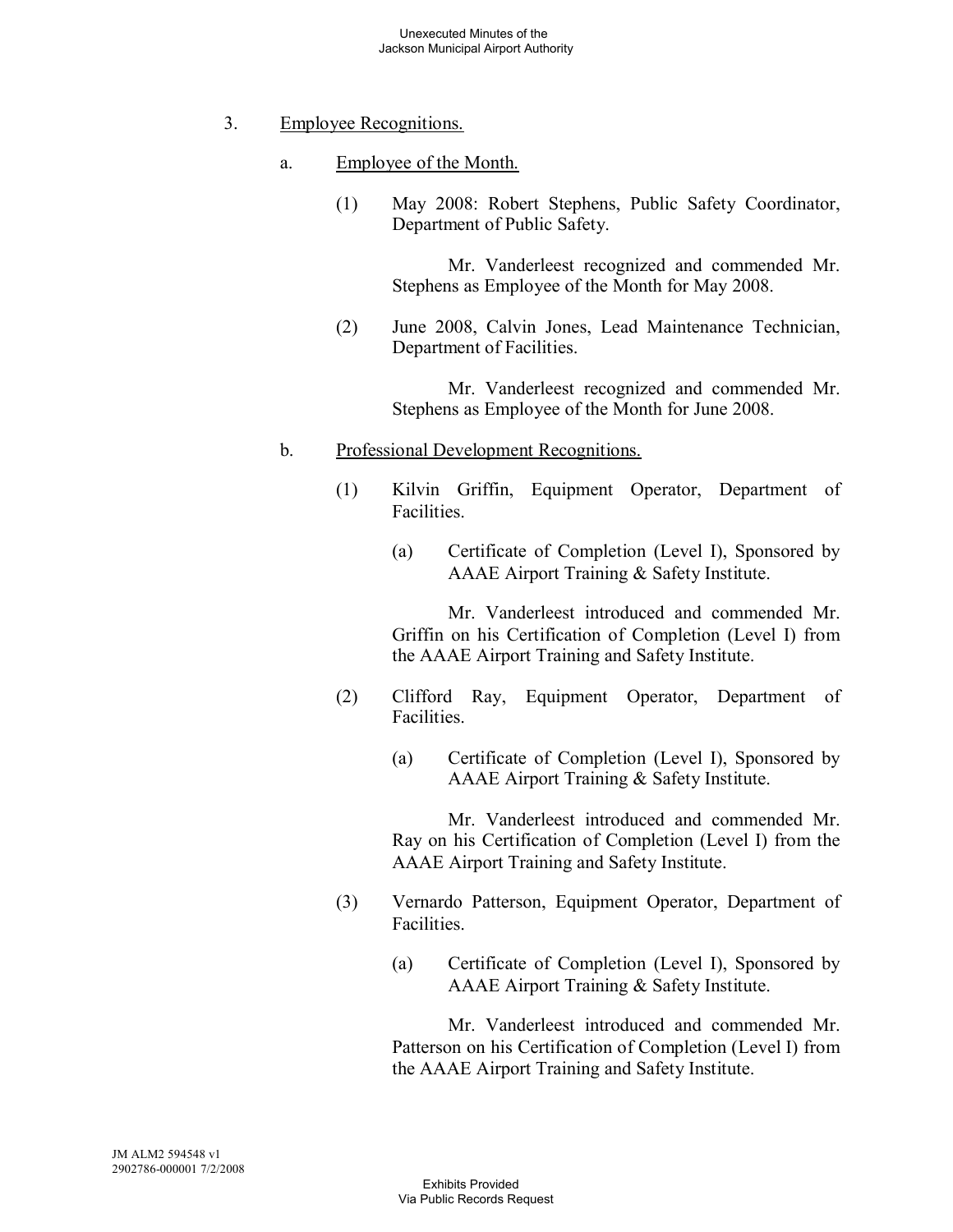3. Employee Recognitions.

   a. Employee of the Month.

      (1) May 2008: Robert Stephens, Public Safety Coordinator, Department of Public Safety.

         Mr. Vanderleest recognized and commended Mr. Stephens as Employee of the Month for May 2008.

      (2) June 2008, Calvin Jones, Lead Maintenance Technician, Department of Facilities.

         Mr. Vanderleest recognized and commended Mr. Stephens as Employee of the Month for June 2008.

   b. Professional Development Recognitions.

      (1) Kilvin Griffin, Equipment Operator, Department of Facilities.

         (a) Certificate of Completion (Level I), Sponsored by AAAE Airport Training & Safety Institute.

         Mr. Vanderleest introduced and commended Mr. Griffin on his Certification of Completion (Level I) from the AAAE Airport Training and Safety Institute.

      (2) Clifford Ray, Equipment Operator, Department of Facilities.

         (a) Certificate of Completion (Level I), Sponsored by AAAE Airport Training & Safety Institute.

         Mr. Vanderleest introduced and commended Mr. Ray on his Certification of Completion (Level I) from the AAAE Airport Training and Safety Institute.

      (3) Vernardo Patterson, Equipment Operator, Department of Facilities.

         (a) Certificate of Completion (Level I), Sponsored by AAAE Airport Training & Safety Institute.

         Mr. Vanderleest introduced and commended Mr. Patterson on his Certification of Completion (Level I) from the AAAE Airport Training and Safety Institute.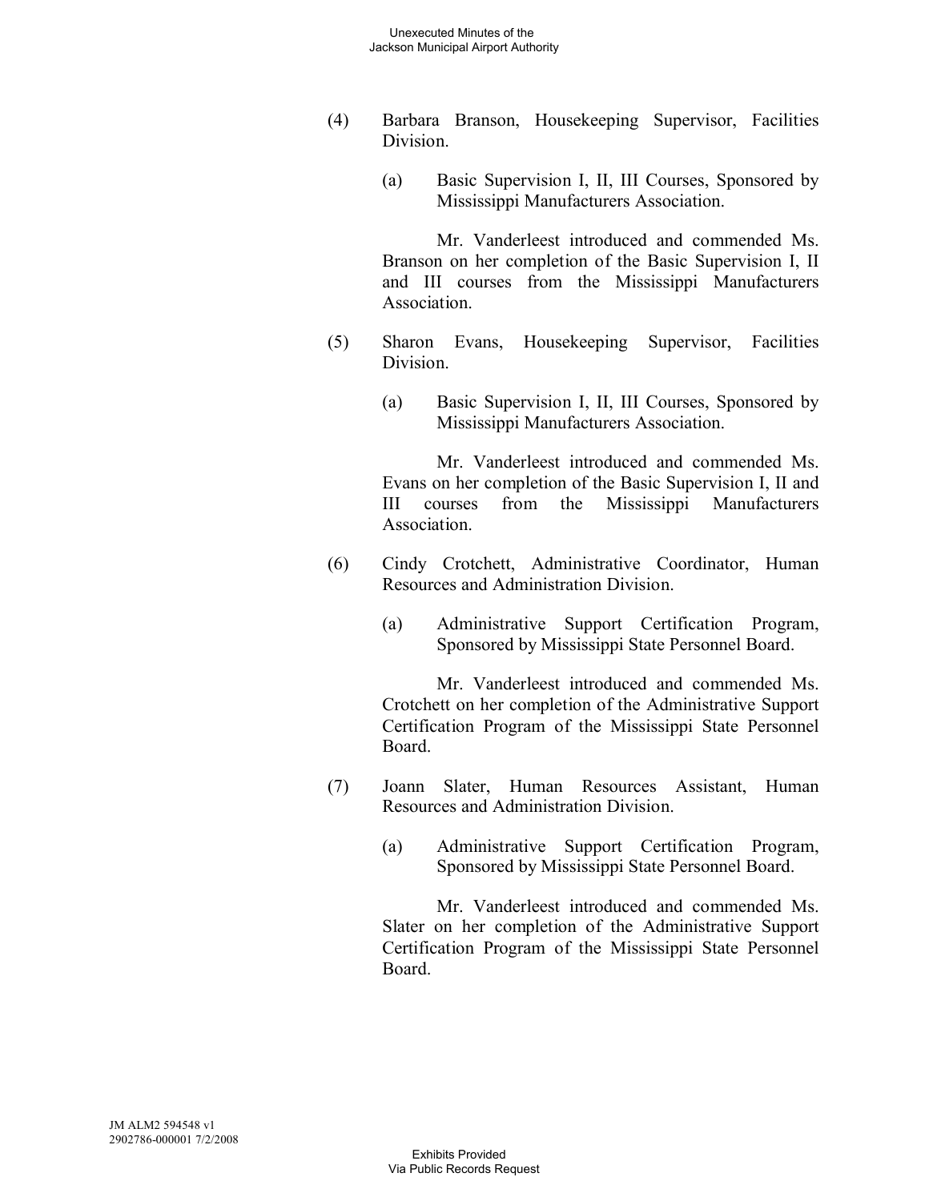(4) Barbara Branson, Housekeeping Supervisor, Facilities Division.

   (a) Basic Supervision I, II, III Courses, Sponsored by Mississippi Manufacturers Association.

   Mr. Vanderleest introduced and commended Ms. Branson on her completion of the Basic Supervision I, II and III courses from the Mississippi Manufacturers Association.

(5) Sharon Evans, Housekeeping Supervisor, Facilities Division.

   (a) Basic Supervision I, II, III Courses, Sponsored by Mississippi Manufacturers Association.

   Mr. Vanderleest introduced and commended Ms. Evans on her completion of the Basic Supervision I, II and III courses from the Mississippi Manufacturers Association.

(6) Cindy Crotchett, Administrative Coordinator, Human Resources and Administration Division.

   (a) Administrative Support Certification Program, Sponsored by Mississippi State Personnel Board.

   Mr. Vanderleest introduced and commended Ms. Crotchett on her completion of the Administrative Support Certification Program of the Mississippi State Personnel Board.

(7) Joann Slater, Human Resources Assistant, Human Resources and Administration Division.

   (a) Administrative Support Certification Program, Sponsored by Mississippi State Personnel Board.

   Mr. Vanderleest introduced and commended Ms. Slater on her completion of the Administrative Support Certification Program of the Mississippi State Personnel Board.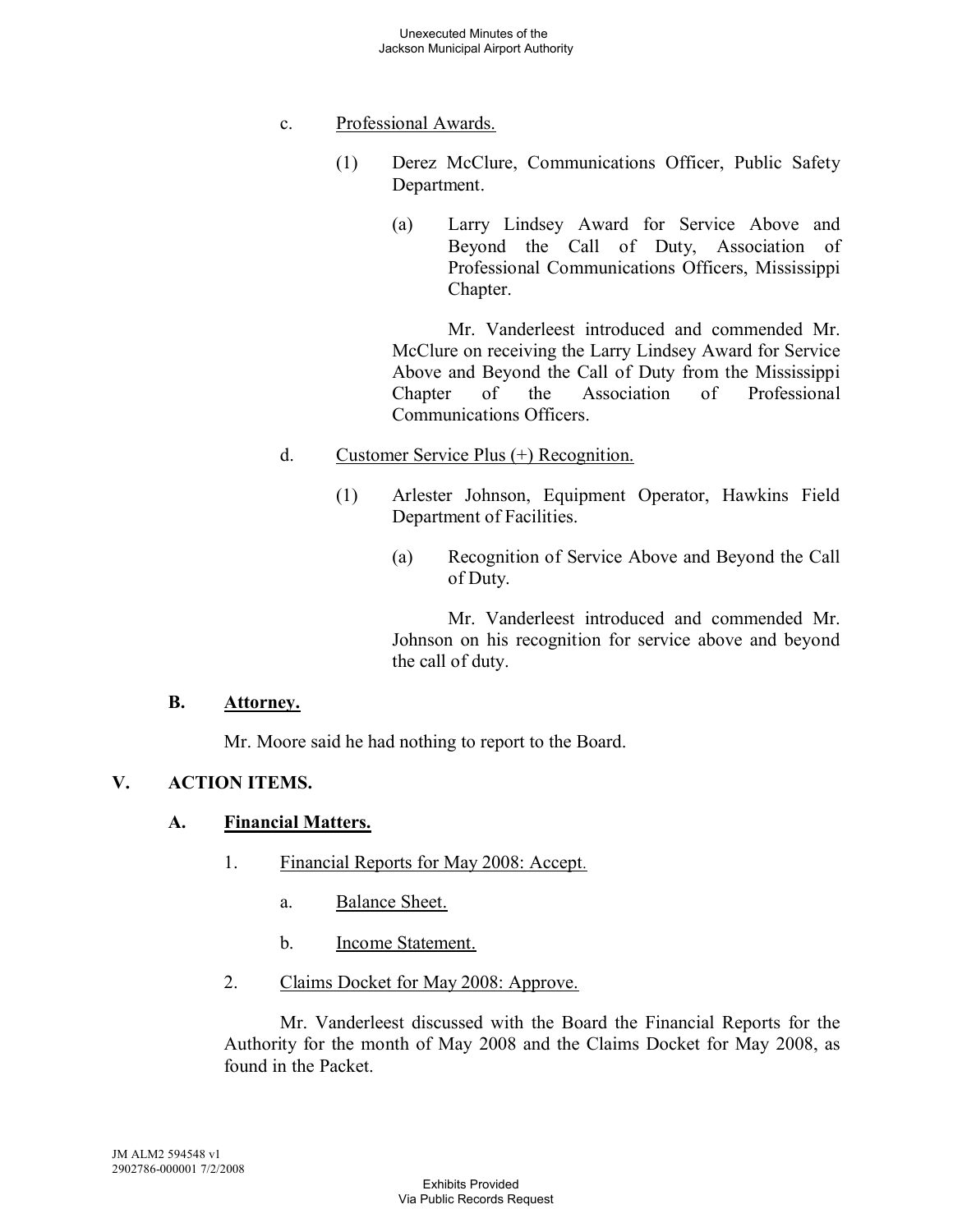c. Professional Awards.

(1) Derez McClure, Communications Officer, Public Safety Department.

(a) Larry Lindsey Award for Service Above and Beyond the Call of Duty, Association of Professional Communications Officers, Mississippi Chapter.

Mr. Vanderleest introduced and commended Mr. McClure on receiving the Larry Lindsey Award for Service Above and Beyond the Call of Duty from the Mississippi Chapter of the Association of Professional Communications Officers.

d. Customer Service Plus (+) Recognition.

(1) Arlester Johnson, Equipment Operator, Hawkins Field Department of Facilities.

(a) Recognition of Service Above and Beyond the Call of Duty.

Mr. Vanderleest introduced and commended Mr. Johnson on his recognition for service above and beyond the call of duty.

### B. Attorney.

Mr. Moore said he had nothing to report to the Board.

## V. ACTION ITEMS.

### A. Financial Matters.

1. Financial Reports for May 2008: Accept.

   a. Balance Sheet.

   b. Income Statement.

2. Claims Docket for May 2008: Approve.

Mr. Vanderleest discussed with the Board the Financial Reports for the Authority for the month of May 2008 and the Claims Docket for May 2008, as found in the Packet.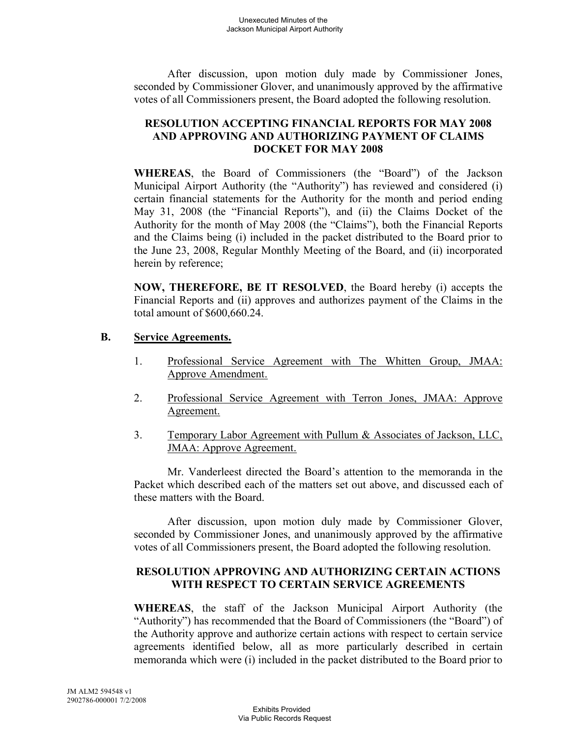After discussion, upon motion duly made by Commissioner Jones, seconded by Commissioner Glover, and unanimously approved by the affirmative votes of all Commissioners present, the Board adopted the following resolution.

**RESOLUTION ACCEPTING FINANCIAL REPORTS FOR MAY 2008 AND APPROVING AND AUTHORIZING PAYMENT OF CLAIMS DOCKET FOR MAY 2008**

**WHEREAS**, the Board of Commissioners (the "Board") of the Jackson Municipal Airport Authority (the "Authority") has reviewed and considered (i) certain financial statements for the Authority for the month and period ending May 31, 2008 (the "Financial Reports"), and (ii) the Claims Docket of the Authority for the month of May 2008 (the "Claims"), both the Financial Reports and the Claims being (i) included in the packet distributed to the Board prior to the June 23, 2008, Regular Monthly Meeting of the Board, and (ii) incorporated herein by reference;

**NOW, THEREFORE, BE IT RESOLVED**, the Board hereby (i) accepts the Financial Reports and (ii) approves and authorizes payment of the Claims in the total amount of $600,660.24.

**B. Service Agreements.**

1. Professional Service Agreement with The Whitten Group, JMAA: Approve Amendment.

2. Professional Service Agreement with Terron Jones, JMAA: Approve Agreement.

3. Temporary Labor Agreement with Pullum & Associates of Jackson, LLC, JMAA: Approve Agreement.

Mr. Vanderleest directed the Board's attention to the memoranda in the Packet which described each of the matters set out above, and discussed each of these matters with the Board.

After discussion, upon motion duly made by Commissioner Glover, seconded by Commissioner Jones, and unanimously approved by the affirmative votes of all Commissioners present, the Board adopted the following resolution.

**RESOLUTION APPROVING AND AUTHORIZING CERTAIN ACTIONS WITH RESPECT TO CERTAIN SERVICE AGREEMENTS**

**WHEREAS**, the staff of the Jackson Municipal Airport Authority (the "Authority") has recommended that the Board of Commissioners (the "Board") of the Authority approve and authorize certain actions with respect to certain service agreements identified below, all as more particularly described in certain memoranda which were (i) included in the packet distributed to the Board prior to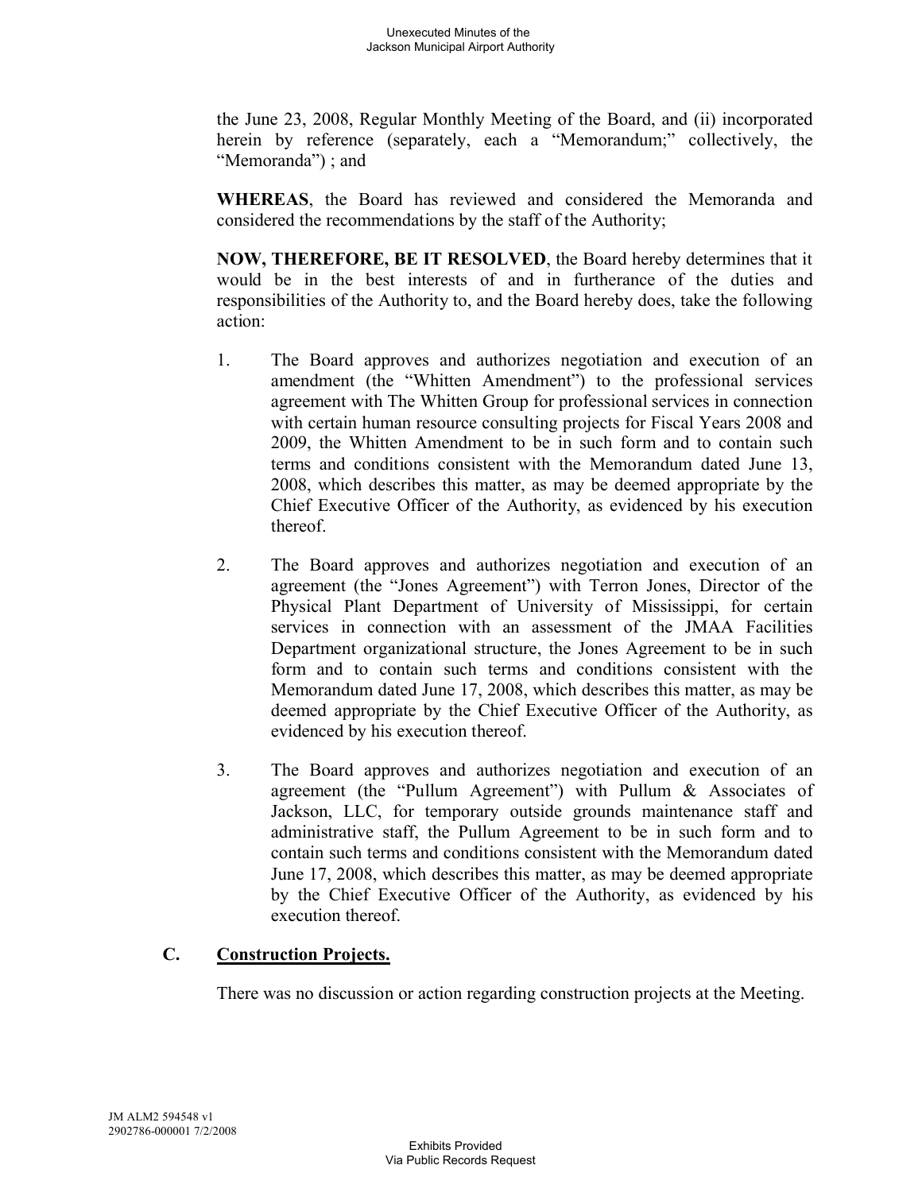the June 23, 2008, Regular Monthly Meeting of the Board, and (ii) incorporated herein by reference (separately, each a "Memorandum;" collectively, the "Memoranda") ; and

**WHEREAS**, the Board has reviewed and considered the Memoranda and considered the recommendations by the staff of the Authority;

**NOW, THEREFORE, BE IT RESOLVED**, the Board hereby determines that it would be in the best interests of and in furtherance of the duties and responsibilities of the Authority to, and the Board hereby does, take the following action:

1. The Board approves and authorizes negotiation and execution of an amendment (the "Whitten Amendment") to the professional services agreement with The Whitten Group for professional services in connection with certain human resource consulting projects for Fiscal Years 2008 and 2009, the Whitten Amendment to be in such form and to contain such terms and conditions consistent with the Memorandum dated June 13, 2008, which describes this matter, as may be deemed appropriate by the Chief Executive Officer of the Authority, as evidenced by his execution thereof.

2. The Board approves and authorizes negotiation and execution of an agreement (the "Jones Agreement") with Terron Jones, Director of the Physical Plant Department of University of Mississippi, for certain services in connection with an assessment of the JMAA Facilities Department organizational structure, the Jones Agreement to be in such form and to contain such terms and conditions consistent with the Memorandum dated June 17, 2008, which describes this matter, as may be deemed appropriate by the Chief Executive Officer of the Authority, as evidenced by his execution thereof.

3. The Board approves and authorizes negotiation and execution of an agreement (the "Pullum Agreement") with Pullum & Associates of Jackson, LLC, for temporary outside grounds maintenance staff and administrative staff, the Pullum Agreement to be in such form and to contain such terms and conditions consistent with the Memorandum dated June 17, 2008, which describes this matter, as may be deemed appropriate by the Chief Executive Officer of the Authority, as evidenced by his execution thereof.

## C. Construction Projects.

There was no discussion or action regarding construction projects at the Meeting.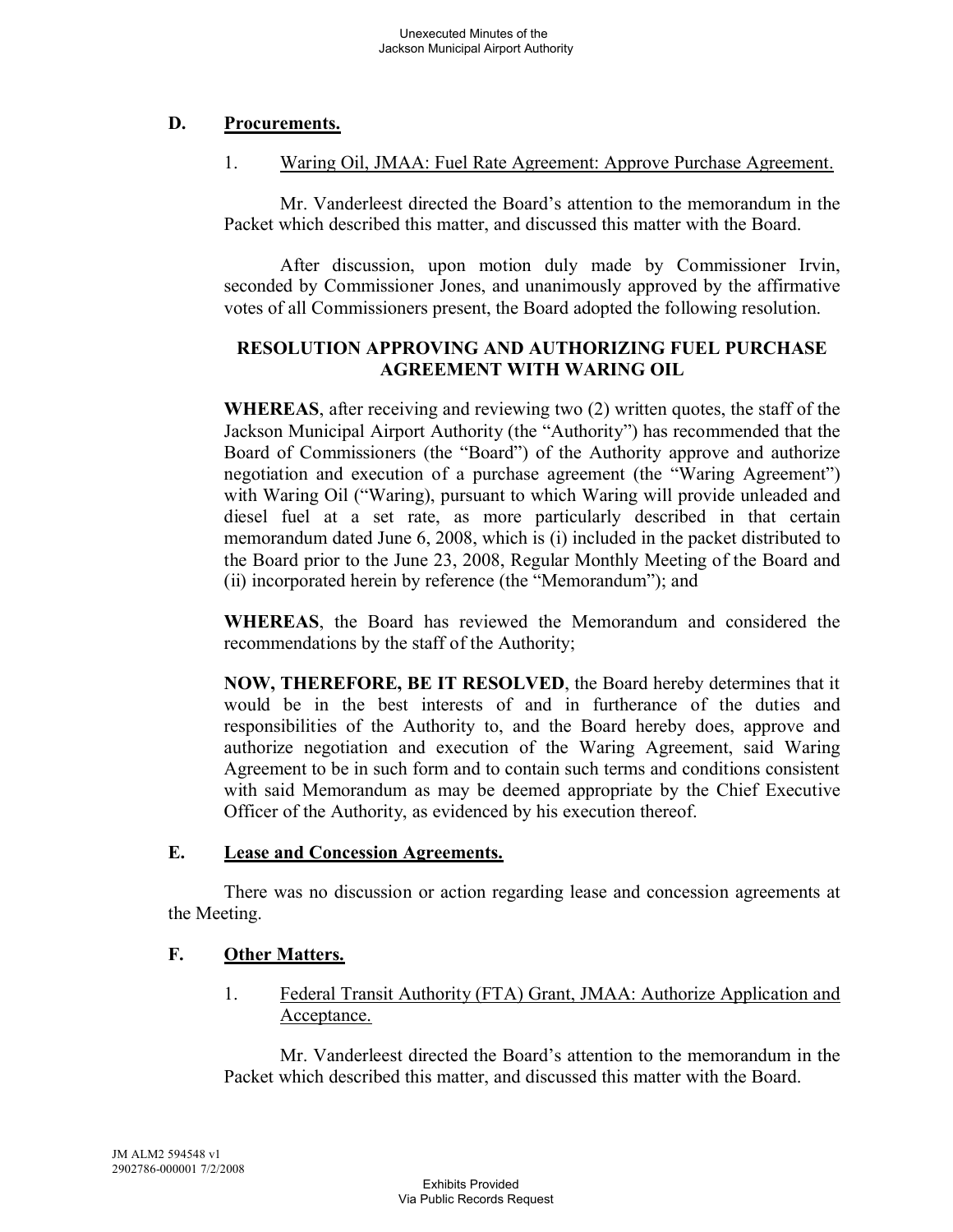## D. Procurements.

1. Waring Oil, JMAA: Fuel Rate Agreement: Approve Purchase Agreement.

Mr. Vanderleest directed the Board's attention to the memorandum in the Packet which described this matter, and discussed this matter with the Board.

After discussion, upon motion duly made by Commissioner Irvin, seconded by Commissioner Jones, and unanimously approved by the affirmative votes of all Commissioners present, the Board adopted the following resolution.

**RESOLUTION APPROVING AND AUTHORIZING FUEL PURCHASE AGREEMENT WITH WARING OIL**

**WHEREAS**, after receiving and reviewing two (2) written quotes, the staff of the Jackson Municipal Airport Authority (the "Authority") has recommended that the Board of Commissioners (the "Board") of the Authority approve and authorize negotiation and execution of a purchase agreement (the "Waring Agreement") with Waring Oil ("Waring), pursuant to which Waring will provide unleaded and diesel fuel at a set rate, as more particularly described in that certain memorandum dated June 6, 2008, which is (i) included in the packet distributed to the Board prior to the June 23, 2008, Regular Monthly Meeting of the Board and (ii) incorporated herein by reference (the "Memorandum"); and

**WHEREAS**, the Board has reviewed the Memorandum and considered the recommendations by the staff of the Authority;

**NOW, THEREFORE, BE IT RESOLVED**, the Board hereby determines that it would be in the best interests of and in furtherance of the duties and responsibilities of the Authority to, and the Board hereby does, approve and authorize negotiation and execution of the Waring Agreement, said Waring Agreement to be in such form and to contain such terms and conditions consistent with said Memorandum as may be deemed appropriate by the Chief Executive Officer of the Authority, as evidenced by his execution thereof.

## E. Lease and Concession Agreements.

There was no discussion or action regarding lease and concession agreements at the Meeting.

## F. Other Matters.

1. Federal Transit Authority (FTA) Grant, JMAA: Authorize Application and Acceptance.

Mr. Vanderleest directed the Board's attention to the memorandum in the Packet which described this matter, and discussed this matter with the Board.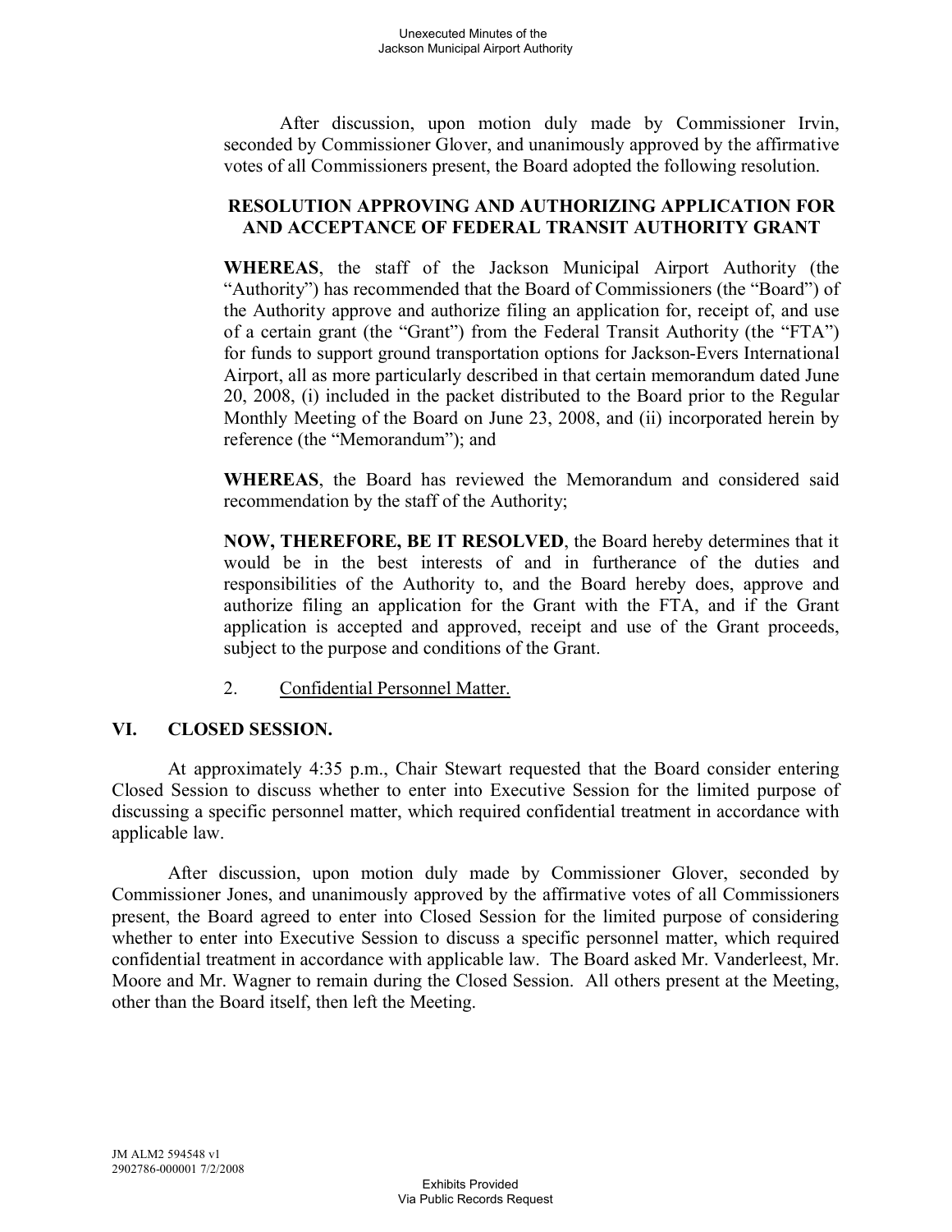After discussion, upon motion duly made by Commissioner Irvin, seconded by Commissioner Glover, and unanimously approved by the affirmative votes of all Commissioners present, the Board adopted the following resolution.

**RESOLUTION APPROVING AND AUTHORIZING APPLICATION FOR AND ACCEPTANCE OF FEDERAL TRANSIT AUTHORITY GRANT**

**WHEREAS**, the staff of the Jackson Municipal Airport Authority (the "Authority") has recommended that the Board of Commissioners (the "Board") of the Authority approve and authorize filing an application for, receipt of, and use of a certain grant (the "Grant") from the Federal Transit Authority (the "FTA") for funds to support ground transportation options for Jackson-Evers International Airport, all as more particularly described in that certain memorandum dated June 20, 2008, (i) included in the packet distributed to the Board prior to the Regular Monthly Meeting of the Board on June 23, 2008, and (ii) incorporated herein by reference (the "Memorandum"); and

**WHEREAS**, the Board has reviewed the Memorandum and considered said recommendation by the staff of the Authority;

**NOW, THEREFORE, BE IT RESOLVED**, the Board hereby determines that it would be in the best interests of and in furtherance of the duties and responsibilities of the Authority to, and the Board hereby does, approve and authorize filing an application for the Grant with the FTA, and if the Grant application is accepted and approved, receipt and use of the Grant proceeds, subject to the purpose and conditions of the Grant.

2. Confidential Personnel Matter.

## VI. CLOSED SESSION.

At approximately 4:35 p.m., Chair Stewart requested that the Board consider entering Closed Session to discuss whether to enter into Executive Session for the limited purpose of discussing a specific personnel matter, which required confidential treatment in accordance with applicable law.

After discussion, upon motion duly made by Commissioner Glover, seconded by Commissioner Jones, and unanimously approved by the affirmative votes of all Commissioners present, the Board agreed to enter into Closed Session for the limited purpose of considering whether to enter into Executive Session to discuss a specific personnel matter, which required confidential treatment in accordance with applicable law. The Board asked Mr. Vanderleest, Mr. Moore and Mr. Wagner to remain during the Closed Session. All others present at the Meeting, other than the Board itself, then left the Meeting.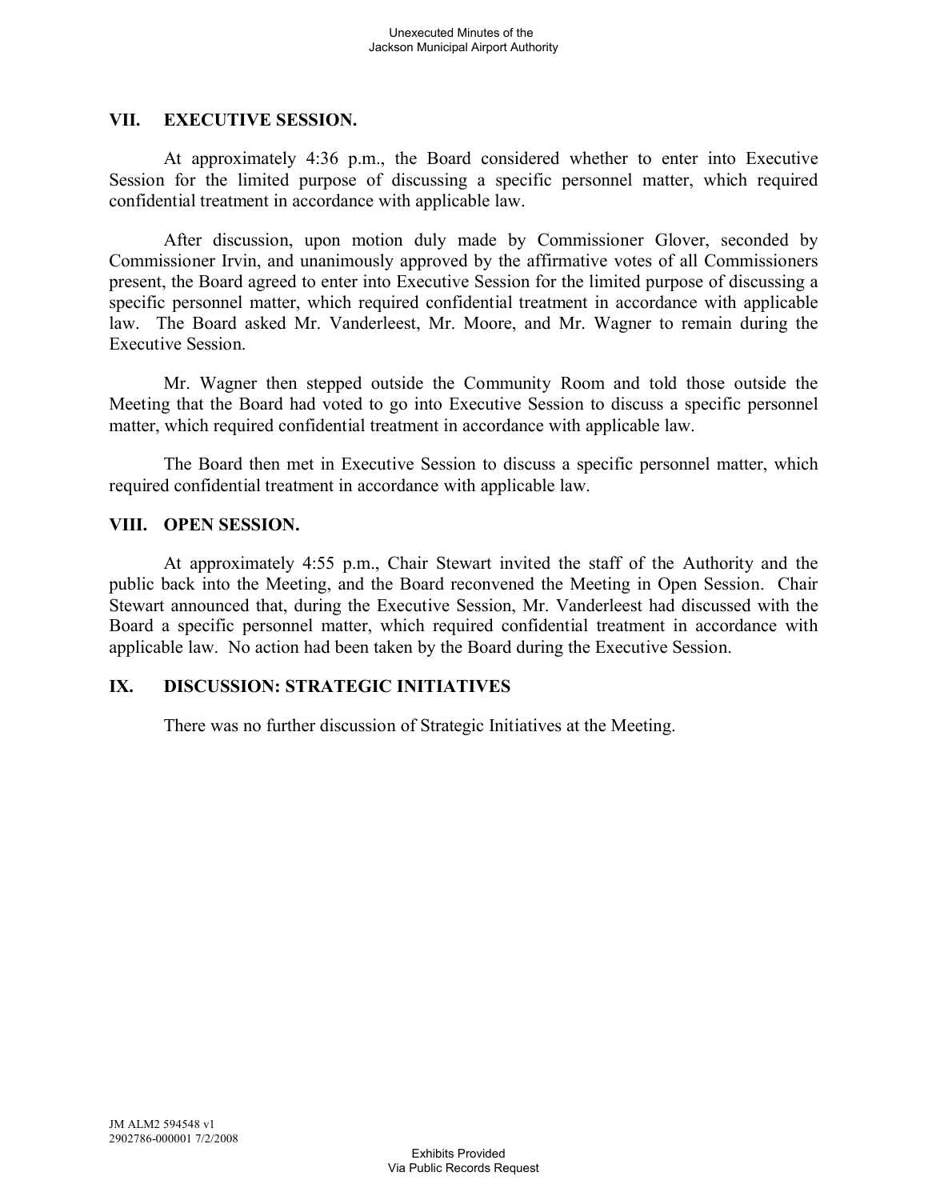## VII. EXECUTIVE SESSION.

At approximately 4:36 p.m., the Board considered whether to enter into Executive Session for the limited purpose of discussing a specific personnel matter, which required confidential treatment in accordance with applicable law.

After discussion, upon motion duly made by Commissioner Glover, seconded by Commissioner Irvin, and unanimously approved by the affirmative votes of all Commissioners present, the Board agreed to enter into Executive Session for the limited purpose of discussing a specific personnel matter, which required confidential treatment in accordance with applicable law. The Board asked Mr. Vanderleest, Mr. Moore, and Mr. Wagner to remain during the Executive Session.

Mr. Wagner then stepped outside the Community Room and told those outside the Meeting that the Board had voted to go into Executive Session to discuss a specific personnel matter, which required confidential treatment in accordance with applicable law.

The Board then met in Executive Session to discuss a specific personnel matter, which required confidential treatment in accordance with applicable law.

## VIII. OPEN SESSION.

At approximately 4:55 p.m., Chair Stewart invited the staff of the Authority and the public back into the Meeting, and the Board reconvened the Meeting in Open Session. Chair Stewart announced that, during the Executive Session, Mr. Vanderleest had discussed with the Board a specific personnel matter, which required confidential treatment in accordance with applicable law. No action had been taken by the Board during the Executive Session.

## IX. DISCUSSION: STRATEGIC INITIATIVES

There was no further discussion of Strategic Initiatives at the Meeting.